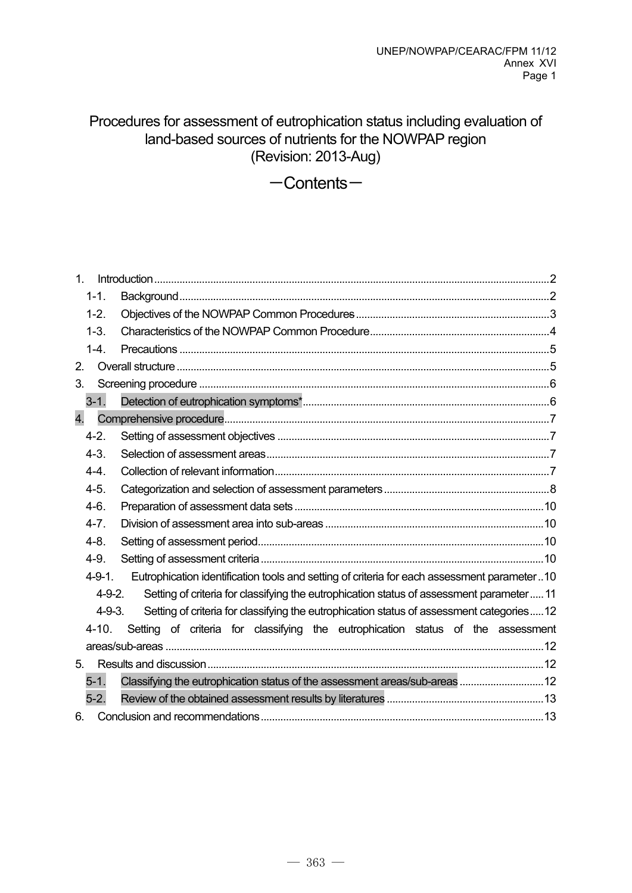# Procedures for assessment of eutrophication status including evaluation of land-based sources of nutrients for the NOWPAP region (Revision: 2013-Aug)

## ―Contents―

1. Introduction ........................................................................ 2
   - 1-1. Background ........................................................................ 2
   - 1-2. Objectives of the NOWPAP Common Procedures ........................................................................ 3
   - 1-3. Characteristics of the NOWPAP Common Procedure ........................................................................ 4
   - 1-4. Precautions ........................................................................ 5
2. Overall structure ........................................................................ 5
3. Screening procedure ........................................................................ 6
   - 3-1. Detection of eutrophication symptoms* ........................................................................ 6
4. Comprehensive procedure ........................................................................ 7
   - 4-2. Setting of assessment objectives ........................................................................ 7
   - 4-3. Selection of assessment areas ........................................................................ 7
   - 4-4. Collection of relevant information ........................................................................ 7
   - 4-5. Categorization and selection of assessment parameters ........................................................................ 8
   - 4-6. Preparation of assessment data sets ........................................................................ 10
   - 4-7. Division of assessment area into sub-areas ........................................................................ 10
   - 4-8. Setting of assessment period ........................................................................ 10
   - 4-9. Setting of assessment criteria ........................................................................ 10
     - 4-9-1. Eutrophication identification tools and setting of criteria for each assessment parameter .. 10
     - 4-9-2. Setting of criteria for classifying the eutrophication status of assessment parameter ..... 11
     - 4-9-3. Setting of criteria for classifying the eutrophication status of assessment categories ..... 12
   - 4-10. Setting of criteria for classifying the eutrophication status of the assessment areas/sub-areas ........................................................................ 12
5. Results and discussion ........................................................................ 12
   - 5-1. Classifying the eutrophication status of the assessment areas/sub-areas ........................................................................ 12
   - 5-2. Review of the obtained assessment results by literatures ........................................................................ 13
6. Conclusion and recommendations ........................................................................ 13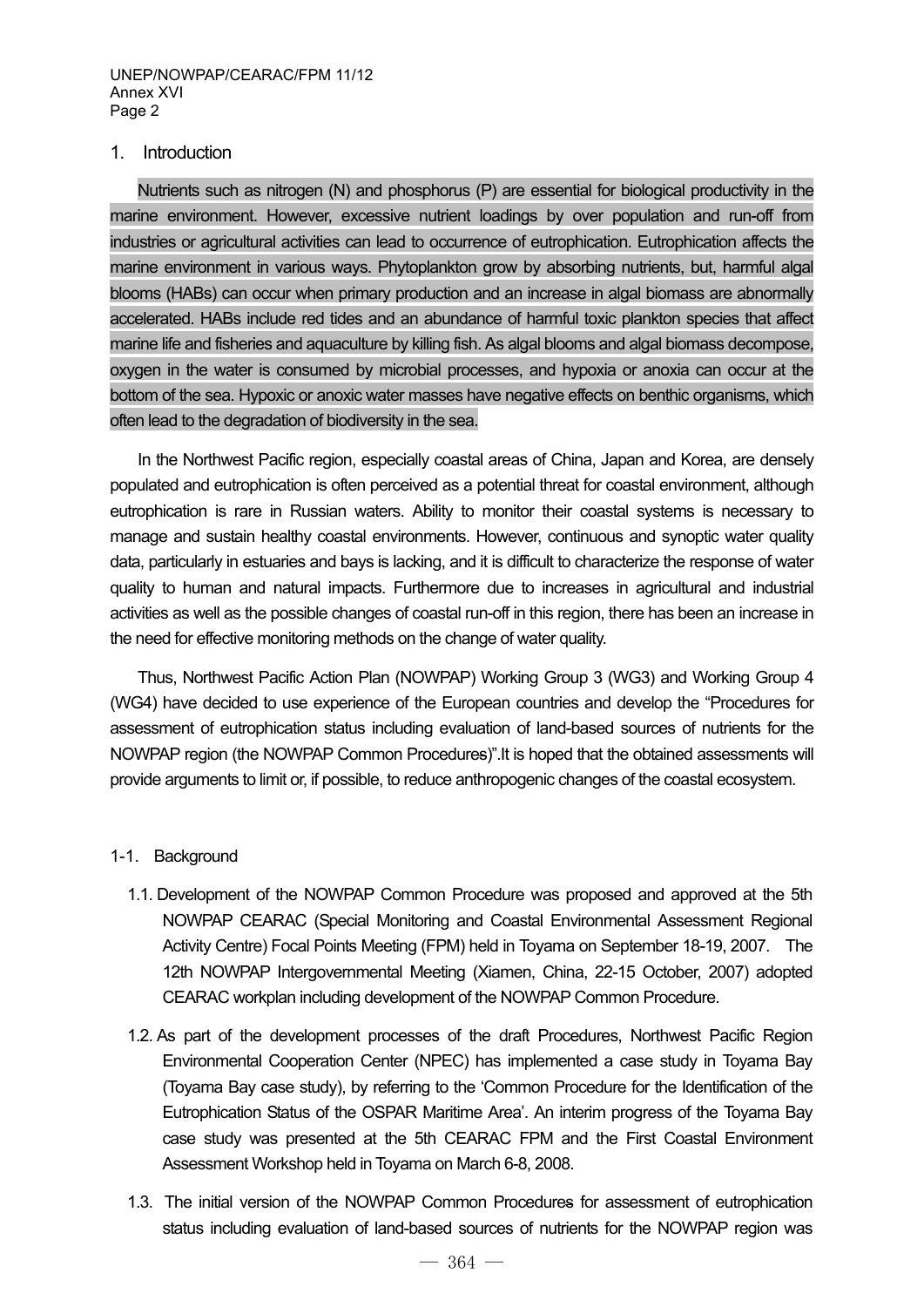## 1. Introduction

Nutrients such as nitrogen (N) and phosphorus (P) are essential for biological productivity in the marine environment. However, excessive nutrient loadings by over population and run-off from industries or agricultural activities can lead to occurrence of eutrophication. Eutrophication affects the marine environment in various ways. Phytoplankton grow by absorbing nutrients, but, harmful algal blooms (HABs) can occur when primary production and an increase in algal biomass are abnormally accelerated. HABs include red tides and an abundance of harmful toxic plankton species that affect marine life and fisheries and aquaculture by killing fish. As algal blooms and algal biomass decompose, oxygen in the water is consumed by microbial processes, and hypoxia or anoxia can occur at the bottom of the sea. Hypoxic or anoxic water masses have negative effects on benthic organisms, which often lead to the degradation of biodiversity in the sea.

In the Northwest Pacific region, especially coastal areas of China, Japan and Korea, are densely populated and eutrophication is often perceived as a potential threat for coastal environment, although eutrophication is rare in Russian waters. Ability to monitor their coastal systems is necessary to manage and sustain healthy coastal environments. However, continuous and synoptic water quality data, particularly in estuaries and bays is lacking, and it is difficult to characterize the response of water quality to human and natural impacts. Furthermore due to increases in agricultural and industrial activities as well as the possible changes of coastal run-off in this region, there has been an increase in the need for effective monitoring methods on the change of water quality.

Thus, Northwest Pacific Action Plan (NOWPAP) Working Group 3 (WG3) and Working Group 4 (WG4) have decided to use experience of the European countries and develop the "Procedures for assessment of eutrophication status including evaluation of land-based sources of nutrients for the NOWPAP region (the NOWPAP Common Procedures)".It is hoped that the obtained assessments will provide arguments to limit or, if possible, to reduce anthropogenic changes of the coastal ecosystem.

### 1-1. Background

1.1. Development of the NOWPAP Common Procedure was proposed and approved at the 5th NOWPAP CEARAC (Special Monitoring and Coastal Environmental Assessment Regional Activity Centre) Focal Points Meeting (FPM) held in Toyama on September 18-19, 2007. The 12th NOWPAP Intergovernmental Meeting (Xiamen, China, 22-15 October, 2007) adopted CEARAC workplan including development of the NOWPAP Common Procedure.

1.2. As part of the development processes of the draft Procedures, Northwest Pacific Region Environmental Cooperation Center (NPEC) has implemented a case study in Toyama Bay (Toyama Bay case study), by referring to the 'Common Procedure for the Identification of the Eutrophication Status of the OSPAR Maritime Area'. An interim progress of the Toyama Bay case study was presented at the 5th CEARAC FPM and the First Coastal Environment Assessment Workshop held in Toyama on March 6-8, 2008.

1.3. The initial version of the NOWPAP Common Procedures for assessment of eutrophication status including evaluation of land-based sources of nutrients for the NOWPAP region was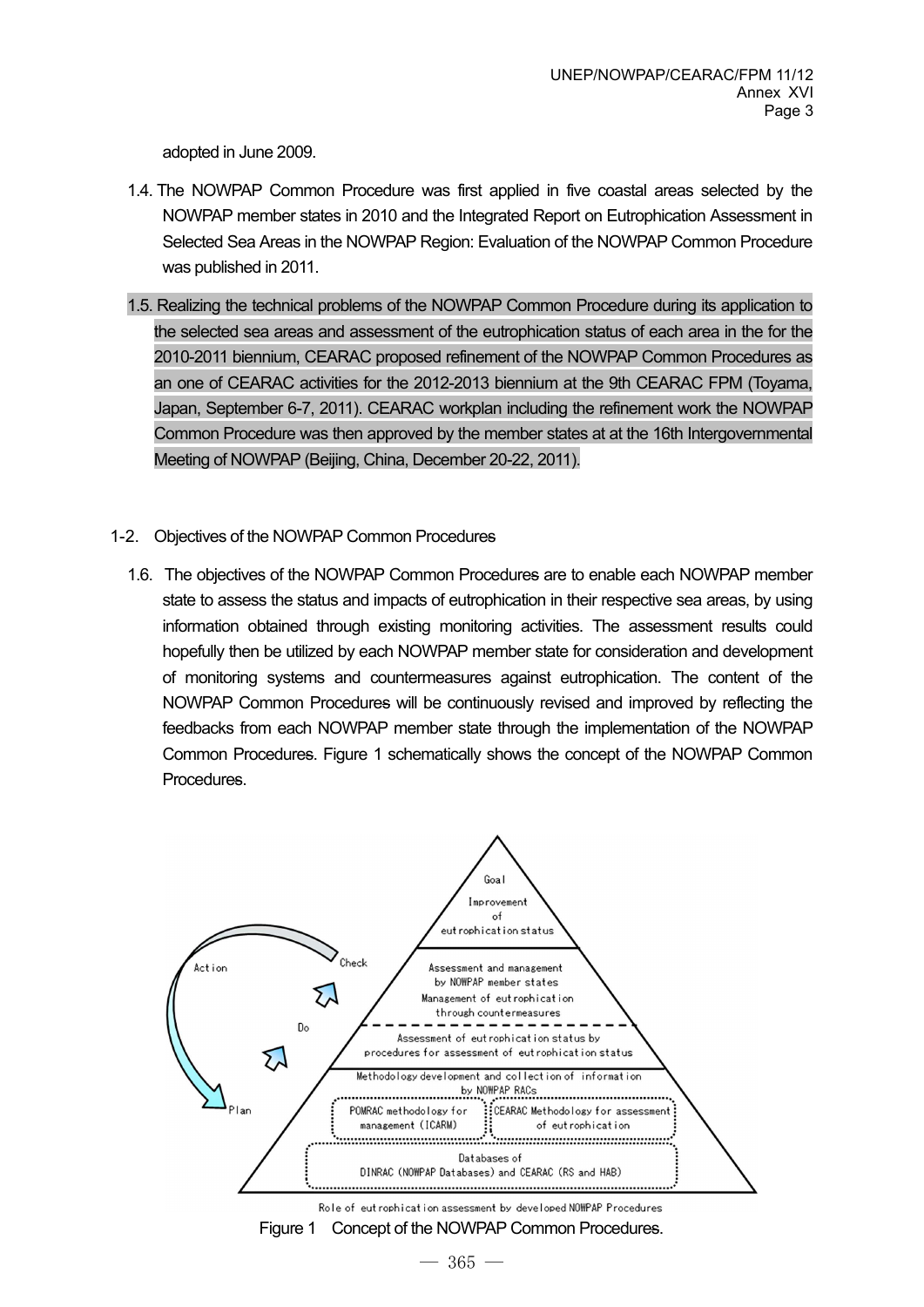adopted in June 2009.

1.4. The NOWPAP Common Procedure was first applied in five coastal areas selected by the NOWPAP member states in 2010 and the Integrated Report on Eutrophication Assessment in Selected Sea Areas in the NOWPAP Region: Evaluation of the NOWPAP Common Procedure was published in 2011.

1.5. Realizing the technical problems of the NOWPAP Common Procedure during its application to the selected sea areas and assessment of the eutrophication status of each area in the for the 2010-2011 biennium, CEARAC proposed refinement of the NOWPAP Common Procedures as an one of CEARAC activities for the 2012-2013 biennium at the 9th CEARAC FPM (Toyama, Japan, September 6-7, 2011). CEARAC workplan including the refinement work the NOWPAP Common Procedure was then approved by the member states at at the 16th Intergovernmental Meeting of NOWPAP (Beijing, China, December 20-22, 2011).

## 1-2. Objectives of the NOWPAP Common Procedures

1.6. The objectives of the NOWPAP Common Procedures are to enable each NOWPAP member state to assess the status and impacts of eutrophication in their respective sea areas, by using information obtained through existing monitoring activities. The assessment results could hopefully then be utilized by each NOWPAP member state for consideration and development of monitoring systems and countermeasures against eutrophication. The content of the NOWPAP Common Procedures will be continuously revised and improved by reflecting the feedbacks from each NOWPAP member state through the implementation of the NOWPAP Common Procedures. Figure 1 schematically shows the concept of the NOWPAP Common Procedures.

Goal
Improvement of eutrophication status

Assessment and management by NOWPAP member states
Management of eutrophication through countermeasures

Assessment of eutrophication status by procedures for assessment of eutrophication status

Methodology development and collection of information by NOWPAP RACs

POMRAC methodology for management (ICARM)

CEARAC Methodology for assessment of eutrophication

Databases of DINRAC (NOWPAP Databases) and CEARAC (RS and HAB)

Action — Check — Do — Plan

Role of eutrophication assessment by developed NOWPAP Procedures

Figure 1 Concept of the NOWPAP Common Procedures.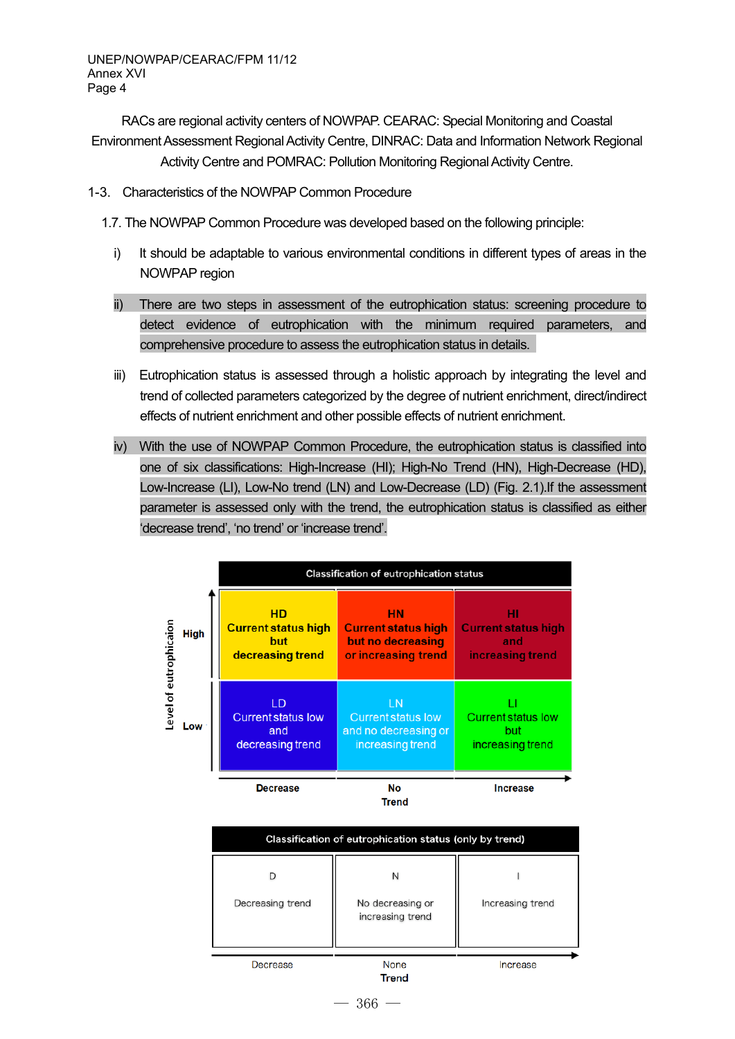RACs are regional activity centers of NOWPAP. CEARAC: Special Monitoring and Coastal Environment Assessment Regional Activity Centre, DINRAC: Data and Information Network Regional Activity Centre and POMRAC: Pollution Monitoring Regional Activity Centre.

## 1-3. Characteristics of the NOWPAP Common Procedure

1.7. The NOWPAP Common Procedure was developed based on the following principle:

i) It should be adaptable to various environmental conditions in different types of areas in the NOWPAP region

ii) There are two steps in assessment of the eutrophication status: screening procedure to detect evidence of eutrophication with the minimum required parameters, and comprehensive procedure to assess the eutrophication status in details.

iii) Eutrophication status is assessed through a holistic approach by integrating the level and trend of collected parameters categorized by the degree of nutrient enrichment, direct/indirect effects of nutrient enrichment and other possible effects of nutrient enrichment.

iv) With the use of NOWPAP Common Procedure, the eutrophication status is classified into one of six classifications: High-Increase (HI); High-No Trend (HN), High-Decrease (HD), Low-Increase (LI), Low-No trend (LN) and Low-Decrease (LD) (Fig. 2.1).If the assessment parameter is assessed only with the trend, the eutrophication status is classified as either 'decrease trend', 'no trend' or 'increase trend'.

**Classification of eutrophication status**

| Level of eutrophicaion | Decrease | No Trend | Increase |
|---|---|---|---|
| High | HD<br>Current status high but decreasing trend | HN<br>Current status high but no decreasing or increasing trend | HI<br>Current status high and increasing trend |
| Low | LD<br>Current status low and decreasing trend | LN<br>Current status low and no decreasing or increasing trend | LI<br>Current status low but increasing trend |

**Classification of eutrophication status (only by trend)**

| Decrease | None | Increase |
|---|---|---|
| D<br>Decreasing trend | N<br>No decreasing or increasing trend | I<br>Increasing trend |

Trend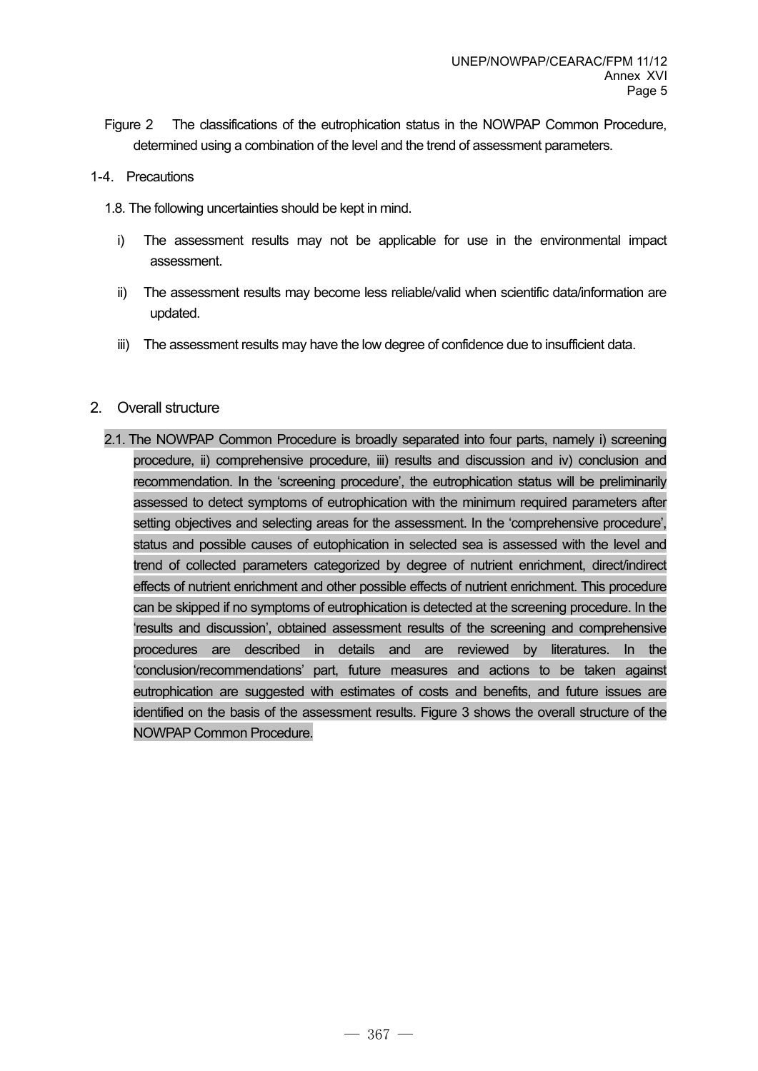Figure 2 The classifications of the eutrophication status in the NOWPAP Common Procedure, determined using a combination of the level and the trend of assessment parameters.

### 1-4. Precautions

1.8. The following uncertainties should be kept in mind.

i) The assessment results may not be applicable for use in the environmental impact assessment.

ii) The assessment results may become less reliable/valid when scientific data/information are updated.

iii) The assessment results may have the low degree of confidence due to insufficient data.

## 2. Overall structure

2.1. The NOWPAP Common Procedure is broadly separated into four parts, namely i) screening procedure, ii) comprehensive procedure, iii) results and discussion and iv) conclusion and recommendation. In the 'screening procedure', the eutrophication status will be preliminarily assessed to detect symptoms of eutrophication with the minimum required parameters after setting objectives and selecting areas for the assessment. In the 'comprehensive procedure', status and possible causes of eutophication in selected sea is assessed with the level and trend of collected parameters categorized by degree of nutrient enrichment, direct/indirect effects of nutrient enrichment and other possible effects of nutrient enrichment. This procedure can be skipped if no symptoms of eutrophication is detected at the screening procedure. In the 'results and discussion', obtained assessment results of the screening and comprehensive procedures are described in details and are reviewed by literatures. In the 'conclusion/recommendations' part, future measures and actions to be taken against eutrophication are suggested with estimates of costs and benefits, and future issues are identified on the basis of the assessment results. Figure 3 shows the overall structure of the NOWPAP Common Procedure.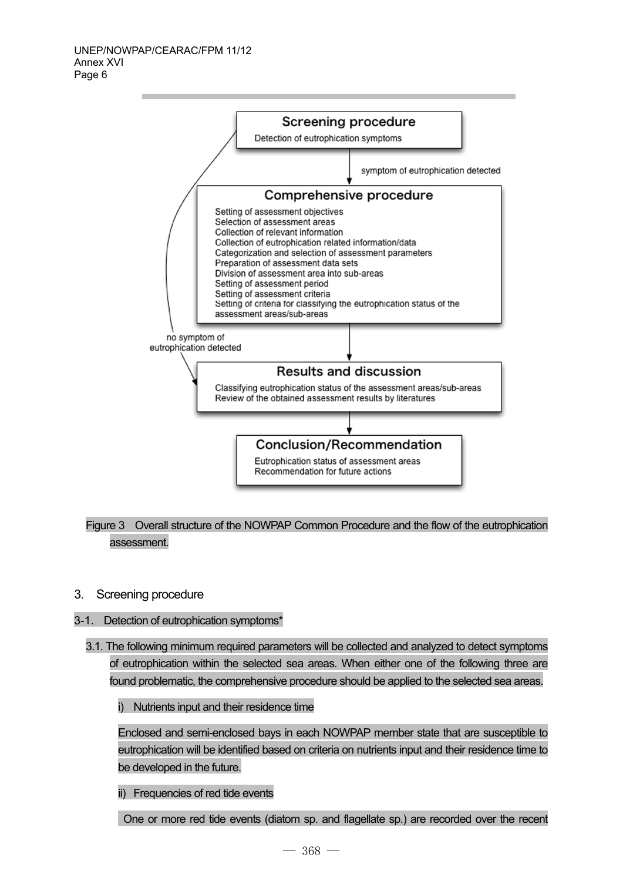Screening procedure

Detection of eutrophication symptoms

symptom of eutrophication detected

Comprehensive procedure

Setting of assessment objectives
Selection of assessment areas
Collection of relevant information
Collection of eutrophication related information/data
Categorization and selection of assessment parameters
Preparation of assessment data sets
Division of assessment area into sub-areas
Setting of assessment period
Setting of assessment criteria
Setting of criteria for classifying the eutrophication status of the assessment areas/sub-areas

no symptom of eutrophication detected

Results and discussion

Classifying eutrophication status of the assessment areas/sub-areas
Review of the obtained assessment results by literatures

Conclusion/Recommendation

Eutrophication status of assessment areas
Recommendation for future actions

Figure 3 Overall structure of the NOWPAP Common Procedure and the flow of the eutrophication assessment.

## 3. Screening procedure

### 3-1. Detection of eutrophication symptoms*

3.1. The following minimum required parameters will be collected and analyzed to detect symptoms of eutrophication within the selected sea areas. When either one of the following three are found problematic, the comprehensive procedure should be applied to the selected sea areas.

i) Nutrients input and their residence time

Enclosed and semi-enclosed bays in each NOWPAP member state that are susceptible to eutrophication will be identified based on criteria on nutrients input and their residence time to be developed in the future.

ii) Frequencies of red tide events

One or more red tide events (diatom sp. and flagellate sp.) are recorded over the recent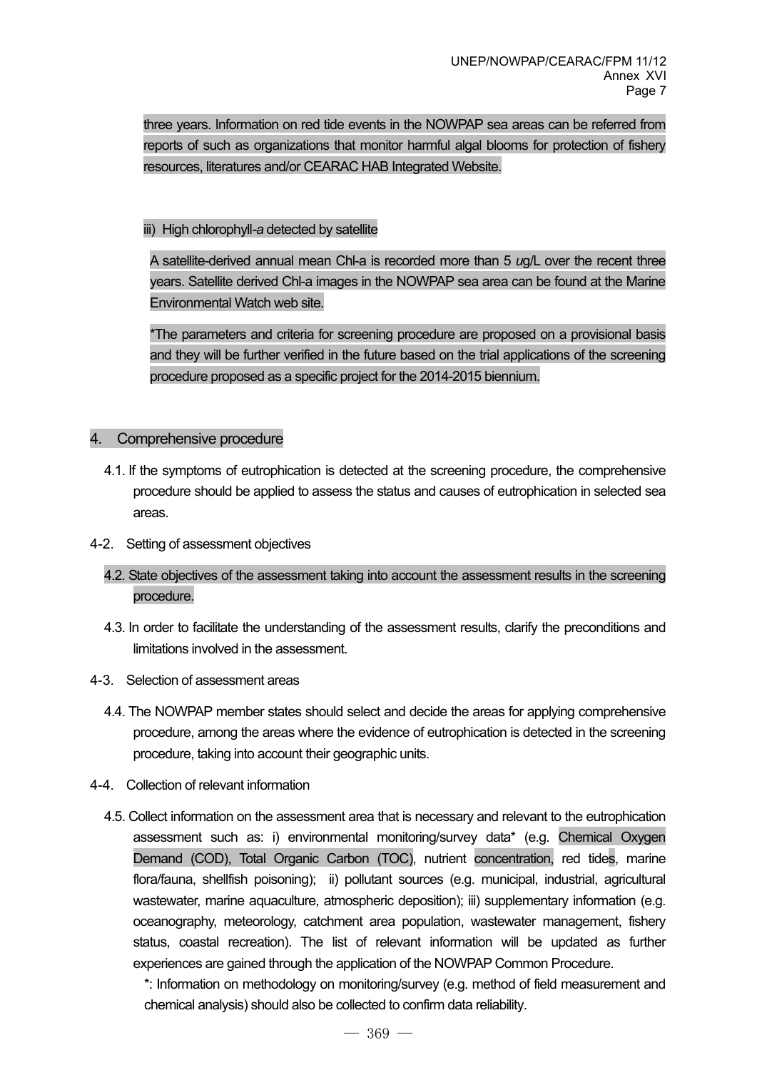three years. Information on red tide events in the NOWPAP sea areas can be referred from reports of such as organizations that monitor harmful algal blooms for protection of fishery resources, literatures and/or CEARAC HAB Integrated Website.

iii) High chlorophyll-*a* detected by satellite

A satellite-derived annual mean Chl-a is recorded more than 5 *u*g/L over the recent three years. Satellite derived Chl-a images in the NOWPAP sea area can be found at the Marine Environmental Watch web site.

*The parameters and criteria for screening procedure are proposed on a provisional basis and they will be further verified in the future based on the trial applications of the screening procedure proposed as a specific project for the 2014-2015 biennium.

## 4. Comprehensive procedure

4.1. If the symptoms of eutrophication is detected at the screening procedure, the comprehensive procedure should be applied to assess the status and causes of eutrophication in selected sea areas.

4-2. Setting of assessment objectives

4.2. State objectives of the assessment taking into account the assessment results in the screening procedure.

4.3. In order to facilitate the understanding of the assessment results, clarify the preconditions and limitations involved in the assessment.

4-3. Selection of assessment areas

4.4. The NOWPAP member states should select and decide the areas for applying comprehensive procedure, among the areas where the evidence of eutrophication is detected in the screening procedure, taking into account their geographic units.

4-4. Collection of relevant information

4.5. Collect information on the assessment area that is necessary and relevant to the eutrophication assessment such as: i) environmental monitoring/survey data* (e.g. Chemical Oxygen Demand (COD), Total Organic Carbon (TOC), nutrient concentration, red tides, marine flora/fauna, shellfish poisoning); ii) pollutant sources (e.g. municipal, industrial, agricultural wastewater, marine aquaculture, atmospheric deposition); iii) supplementary information (e.g. oceanography, meteorology, catchment area population, wastewater management, fishery status, coastal recreation). The list of relevant information will be updated as further experiences are gained through the application of the NOWPAP Common Procedure.

*: Information on methodology on monitoring/survey (e.g. method of field measurement and chemical analysis) should also be collected to confirm data reliability.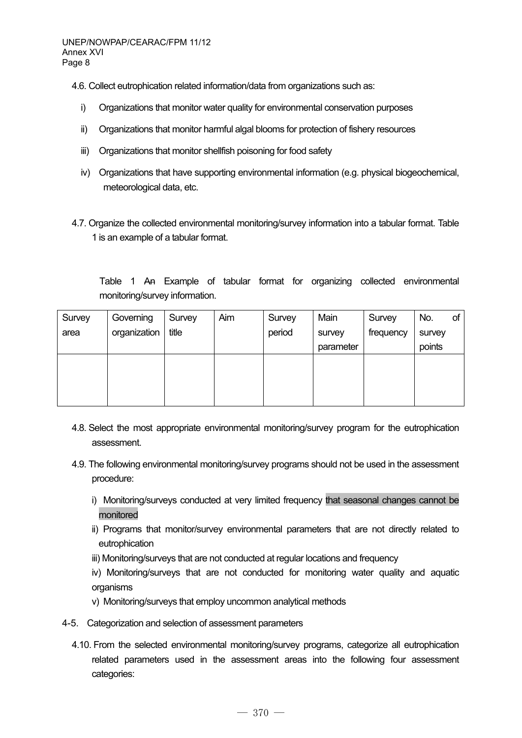4.6. Collect eutrophication related information/data from organizations such as:

i) Organizations that monitor water quality for environmental conservation purposes

ii) Organizations that monitor harmful algal blooms for protection of fishery resources

iii) Organizations that monitor shellfish poisoning for food safety

iv) Organizations that have supporting environmental information (e.g. physical biogeochemical, meteorological data, etc.

4.7. Organize the collected environmental monitoring/survey information into a tabular format. Table 1 is an example of a tabular format.

Table 1 ~~An~~ Example of tabular format for organizing collected environmental monitoring/survey information.

| Survey area | Governing organization | Survey title | Aim | Survey period | Main survey parameter | Survey frequency | No. of survey points |
|---|---|---|---|---|---|---|---|
| | | | | | | | |

4.8. Select the most appropriate environmental monitoring/survey program for the eutrophication assessment.

4.9. The following environmental monitoring/survey programs should not be used in the assessment procedure:

i) Monitoring/surveys conducted at very limited frequency that seasonal changes cannot be monitored

ii) Programs that monitor/survey environmental parameters that are not directly related to eutrophication

iii) Monitoring/surveys that are not conducted at regular locations and frequency

iv) Monitoring/surveys that are not conducted for monitoring water quality and aquatic organisms

v) Monitoring/surveys that employ uncommon analytical methods

4-5. Categorization and selection of assessment parameters

4.10. From the selected environmental monitoring/survey programs, categorize all eutrophication related parameters used in the assessment areas into the following four assessment categories: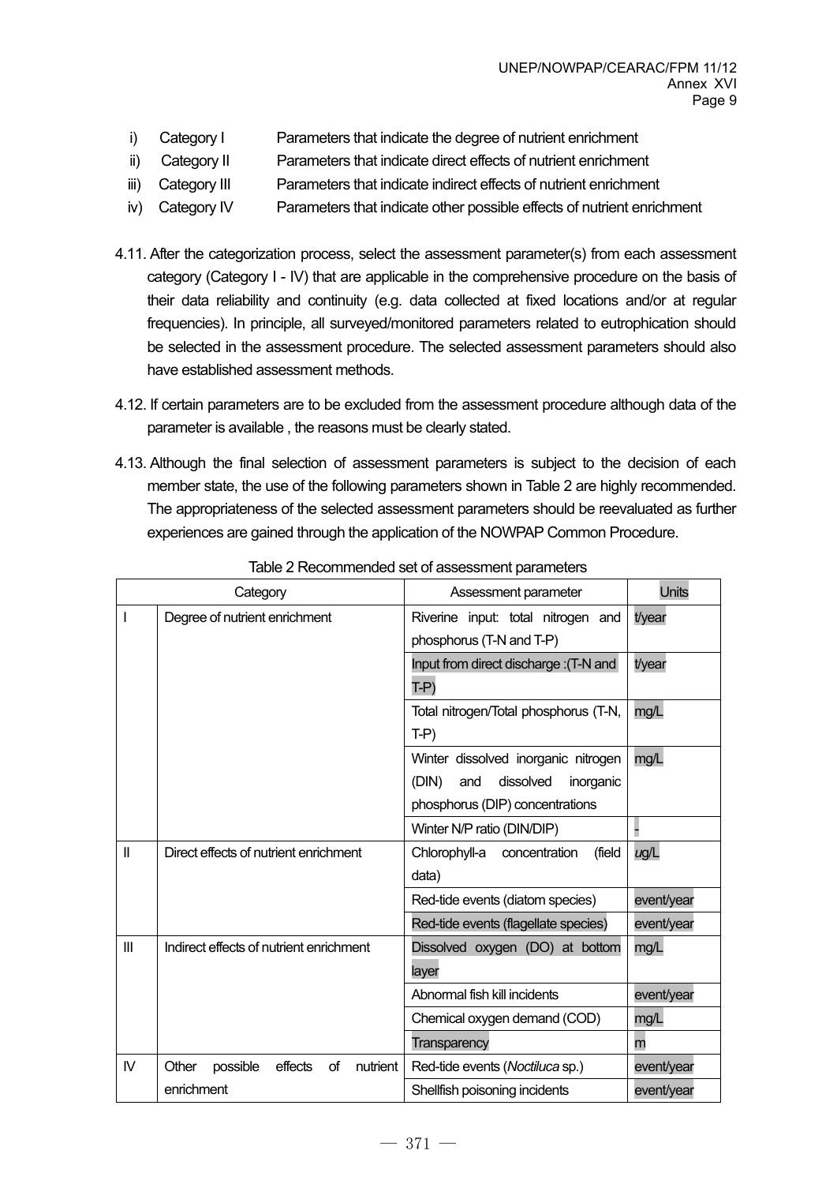i) Category I Parameters that indicate the degree of nutrient enrichment

ii) Category II Parameters that indicate direct effects of nutrient enrichment

iii) Category III Parameters that indicate indirect effects of nutrient enrichment

iv) Category IV Parameters that indicate other possible effects of nutrient enrichment

4.11. After the categorization process, select the assessment parameter(s) from each assessment category (Category I - IV) that are applicable in the comprehensive procedure on the basis of their data reliability and continuity (e.g. data collected at fixed locations and/or at regular frequencies). In principle, all surveyed/monitored parameters related to eutrophication should be selected in the assessment procedure. The selected assessment parameters should also have established assessment methods.

4.12. If certain parameters are to be excluded from the assessment procedure although data of the parameter is available , the reasons must be clearly stated.

4.13. Although the final selection of assessment parameters is subject to the decision of each member state, the use of the following parameters shown in Table 2 are highly recommended. The appropriateness of the selected assessment parameters should be reevaluated as further experiences are gained through the application of the NOWPAP Common Procedure.

Table 2 Recommended set of assessment parameters

| Category | | Assessment parameter | Units |
|---|---|---|---|
| I | Degree of nutrient enrichment | Riverine input: total nitrogen and phosphorus (T-N and T-P) | t/year |
| | | Input from direct discharge :(T-N and T-P) | t/year |
| | | Total nitrogen/Total phosphorus (T-N, T-P) | mg/L |
| | | Winter dissolved inorganic nitrogen (DIN) and dissolved inorganic phosphorus (DIP) concentrations | mg/L |
| | | Winter N/P ratio (DIN/DIP) | - |
| II | Direct effects of nutrient enrichment | Chlorophyll-a concentration (field data) | *u*g/L |
| | | Red-tide events (diatom species) | event/year |
| | | Red-tide events (flagellate species) | event/year |
| III | Indirect effects of nutrient enrichment | Dissolved oxygen (DO) at bottom layer | mg/L |
| | | Abnormal fish kill incidents | event/year |
| | | Chemical oxygen demand (COD) | mg/L |
| | | Transparency | m |
| IV | Other possible effects of nutrient enrichment | Red-tide events (*Noctiluca* sp.) | event/year |
| | | Shellfish poisoning incidents | event/year |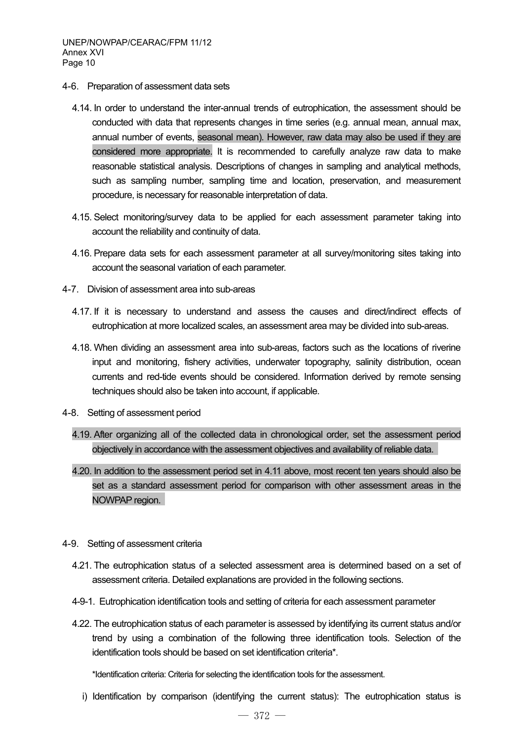## 4-6. Preparation of assessment data sets

4.14. In order to understand the inter-annual trends of eutrophication, the assessment should be conducted with data that represents changes in time series (e.g. annual mean, annual max, annual number of events, seasonal mean). However, raw data may also be used if they are considered more appropriate. It is recommended to carefully analyze raw data to make reasonable statistical analysis. Descriptions of changes in sampling and analytical methods, such as sampling number, sampling time and location, preservation, and measurement procedure, is necessary for reasonable interpretation of data.

4.15. Select monitoring/survey data to be applied for each assessment parameter taking into account the reliability and continuity of data.

4.16. Prepare data sets for each assessment parameter at all survey/monitoring sites taking into account the seasonal variation of each parameter.

## 4-7. Division of assessment area into sub-areas

4.17. If it is necessary to understand and assess the causes and direct/indirect effects of eutrophication at more localized scales, an assessment area may be divided into sub-areas.

4.18. When dividing an assessment area into sub-areas, factors such as the locations of riverine input and monitoring, fishery activities, underwater topography, salinity distribution, ocean currents and red-tide events should be considered. Information derived by remote sensing techniques should also be taken into account, if applicable.

## 4-8. Setting of assessment period

4.19. After organizing all of the collected data in chronological order, set the assessment period objectively in accordance with the assessment objectives and availability of reliable data.

4.20. In addition to the assessment period set in 4.11 above, most recent ten years should also be set as a standard assessment period for comparison with other assessment areas in the NOWPAP region.

## 4-9. Setting of assessment criteria

4.21. The eutrophication status of a selected assessment area is determined based on a set of assessment criteria. Detailed explanations are provided in the following sections.

### 4-9-1. Eutrophication identification tools and setting of criteria for each assessment parameter

4.22. The eutrophication status of each parameter is assessed by identifying its current status and/or trend by using a combination of the following three identification tools. Selection of the identification tools should be based on set identification criteria*.

*Identification criteria: Criteria for selecting the identification tools for the assessment.

i) Identification by comparison (identifying the current status): The eutrophication status is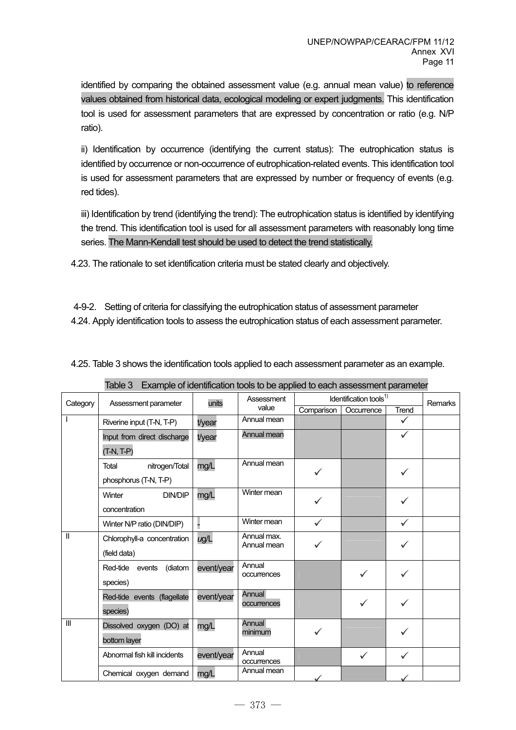identified by comparing the obtained assessment value (e.g. annual mean value) to reference values obtained from historical data, ecological modeling or expert judgments. This identification tool is used for assessment parameters that are expressed by concentration or ratio (e.g. N/P ratio).

ii) Identification by occurrence (identifying the current status): The eutrophication status is identified by occurrence or non-occurrence of eutrophication-related events. This identification tool is used for assessment parameters that are expressed by number or frequency of events (e.g. red tides).

iii) Identification by trend (identifying the trend): The eutrophication status is identified by identifying the trend. This identification tool is used for all assessment parameters with reasonably long time series. The Mann-Kendall test should be used to detect the trend statistically.

4.23. The rationale to set identification criteria must be stated clearly and objectively.

### 4-9-2. Setting of criteria for classifying the eutrophication status of assessment parameter

4.24. Apply identification tools to assess the eutrophication status of each assessment parameter.

4.25. Table 3 shows the identification tools applied to each assessment parameter as an example.

Table 3 Example of identification tools to be applied to each assessment parameter

| Category | Assessment parameter | units | Assessment value | Identification tools[1) ] | | | Remarks |
|---|---|---|---|---|---|---|---|
| | | | | Comparison | Occurrence | Trend | |
| I | Riverine input (T-N, T-P) | t/year | Annual mean | | | ✓ | |
| | Input from direct discharge (T-N, T-P) | t/year | Annual mean | | | ✓ | |
| | Total nitrogen/Total phosphorus (T-N, T-P) | mg/L | Annual mean | ✓ | | ✓ | |
| | Winter DIN/DIP concentration | mg/L | Winter mean | ✓ | | ✓ | |
| | Winter N/P ratio (DIN/DIP) | - | Winter mean | ✓ | | ✓ | |
| II | Chlorophyll-a concentration (field data) | ug/L | Annual max. Annual mean | ✓ | | ✓ | |
| | Red-tide events (diatom species) | event/year | Annual occurrences | | ✓ | ✓ | |
| | Red-tide events (flagellate species) | event/year | Annual occurrences | | ✓ | ✓ | |
| III | Dissolved oxygen (DO) at bottom layer | mg/L | Annual minimum | ✓ | | ✓ | |
| | Abnormal fish kill incidents | event/year | Annual occurrences | | ✓ | ✓ | |
| | Chemical oxygen demand | mg/L | Annual mean | ✓ | | ✓ | |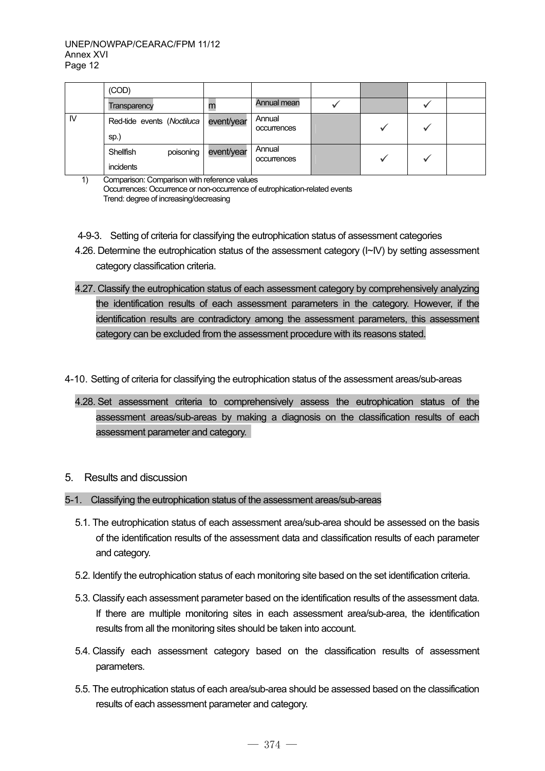| | (COD) | | | | | | |
|---|---|---|---|---|---|---|---|
| | Transparency | m | Annual mean | ✓ | | ✓ | |
| IV | Red-tide events (*Noctiluca* sp.) | event/year | Annual occurrences | | ✓ | ✓ | |
| | Shellfish poisoning incidents | event/year | Annual occurrences | | ✓ | ✓ | |

1) Comparison: Comparison with reference values
Occurrences: Occurrence or non-occurrence of eutrophication-related events
Trend: degree of increasing/decreasing

#### 4-9-3. Setting of criteria for classifying the eutrophication status of assessment categories

4.26. Determine the eutrophication status of the assessment category (I~IV) by setting assessment category classification criteria.

4.27. Classify the eutrophication status of each assessment category by comprehensively analyzing the identification results of each assessment parameters in the category. However, if the identification results are contradictory among the assessment parameters, this assessment category can be excluded from the assessment procedure with its reasons stated.

### 4-10. Setting of criteria for classifying the eutrophication status of the assessment areas/sub-areas

4.28. Set assessment criteria to comprehensively assess the eutrophication status of the assessment areas/sub-areas by making a diagnosis on the classification results of each assessment parameter and category.

## 5. Results and discussion

### 5-1. Classifying the eutrophication status of the assessment areas/sub-areas

5.1. The eutrophication status of each assessment area/sub-area should be assessed on the basis of the identification results of the assessment data and classification results of each parameter and category.

5.2. Identify the eutrophication status of each monitoring site based on the set identification criteria.

5.3. Classify each assessment parameter based on the identification results of the assessment data. If there are multiple monitoring sites in each assessment area/sub-area, the identification results from all the monitoring sites should be taken into account.

5.4. Classify each assessment category based on the classification results of assessment parameters.

5.5. The eutrophication status of each area/sub-area should be assessed based on the classification results of each assessment parameter and category.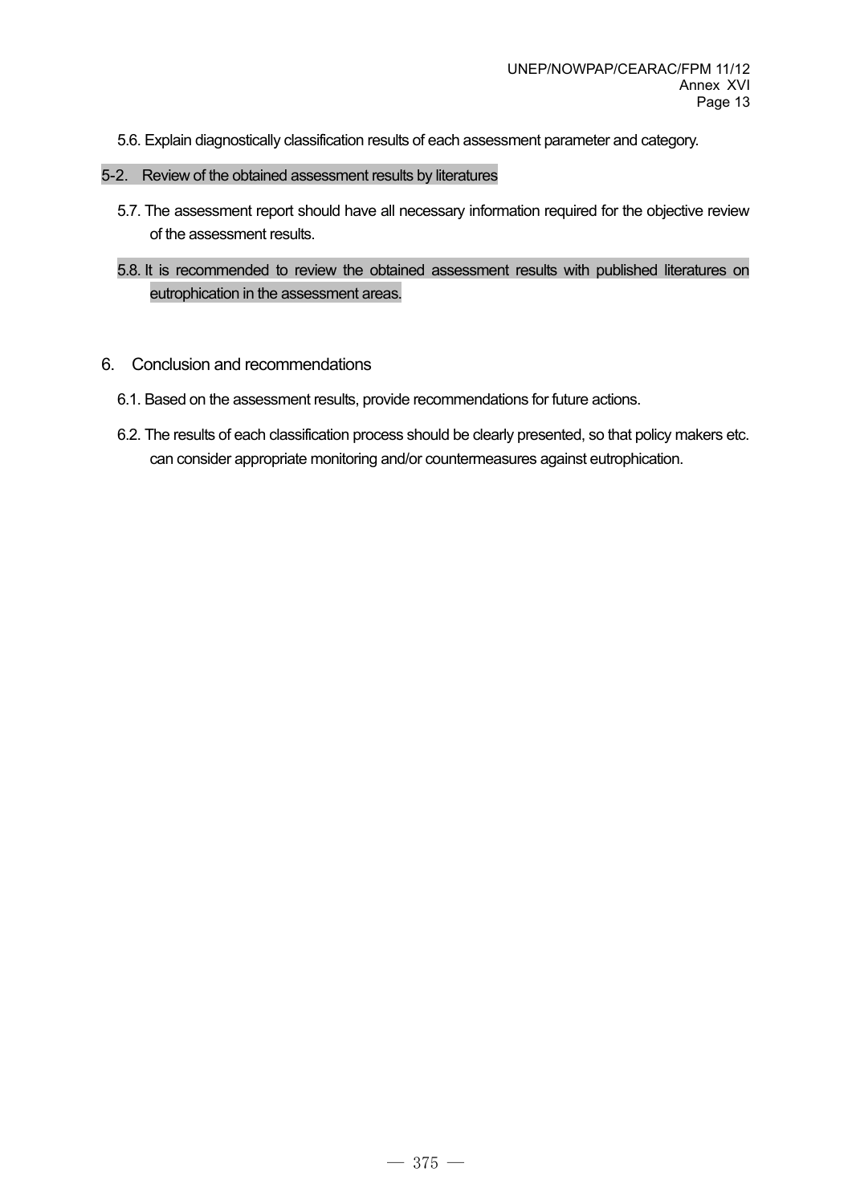5.6. Explain diagnostically classification results of each assessment parameter and category.

## 5-2. Review of the obtained assessment results by literatures

5.7. The assessment report should have all necessary information required for the objective review of the assessment results.

5.8. It is recommended to review the obtained assessment results with published literatures on eutrophication in the assessment areas.

# 6. Conclusion and recommendations

6.1. Based on the assessment results, provide recommendations for future actions.

6.2. The results of each classification process should be clearly presented, so that policy makers etc. can consider appropriate monitoring and/or countermeasures against eutrophication.